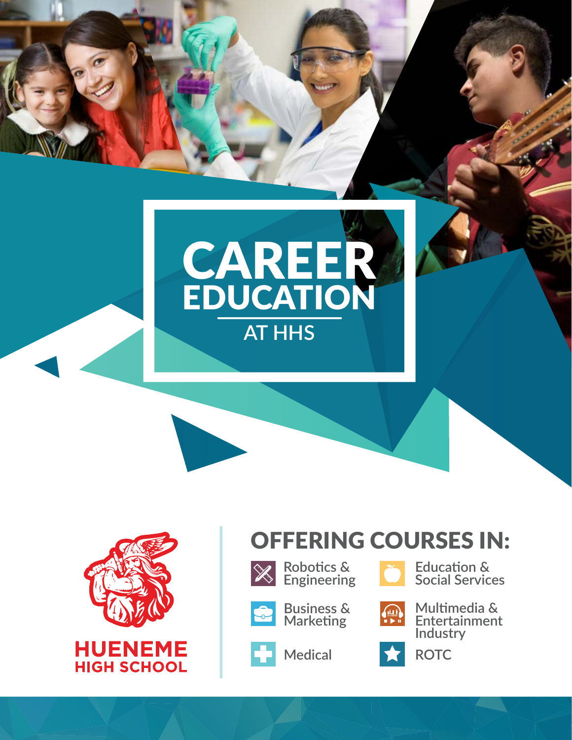# CAREER EDUCATION

## AT HHS

HUENEME HIGH SCHOOL

## OFFERING COURSES IN:

- Robotics & Engineering
- Education & Social Services
- Business & Marketing
- Multimedia & Entertainment Industry
- Medical
- ROTC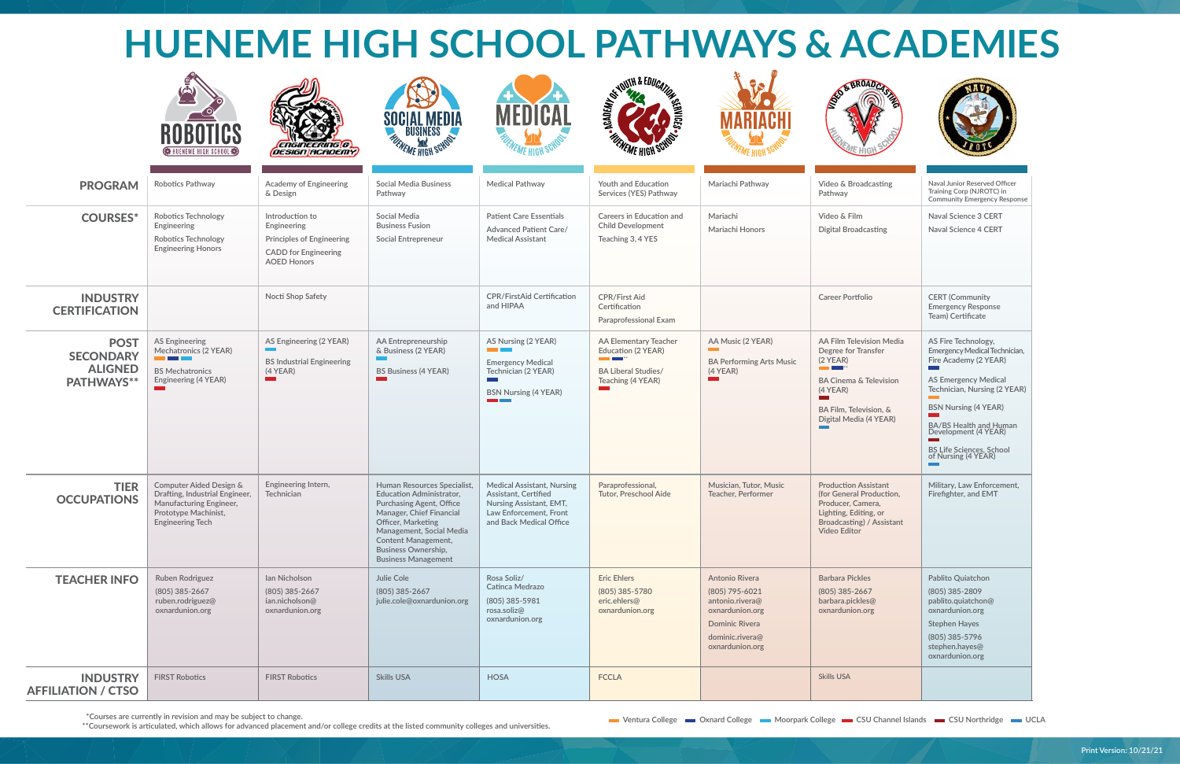# HUENEME HIGH SCHOOL PATHWAYS & ACADEMIES

| | ROBOTICS | ENGINEERING & DESIGN ACADEMY | SOCIAL MEDIA BUSINESS | MEDICAL | ACADEMY OF YOUTH & EDUCATION SERVICES | MARIACHI | VIDEO & BROADCASTING | NAVY JROTC |
|---|---|---|---|---|---|---|---|---|
| **PROGRAM** | Robotics Pathway | Academy of Engineering & Design | Social Media Business Fusion Pathway | Medical Pathway | Youth and Education Services (YES) Pathway | Mariachi Pathway | Video & Broadcasting Pathway | Naval Junior Reserved Officer Training Corp (NJROTC) in Community Emergency Response |
| **COURSES*** | Robotics Technology Engineering<br>Robotics Technology Engineering Honors | Introduction to Engineering<br>Principles of Engineering<br>CADD for Engineering AOED Honors | Social Media Business Fusion<br>Social Entrepreneur | Patient Care Essentials<br>Advanced Patient Care/ Medical Assistant | Careers in Education and Child Development<br>Teaching 3, 4 YES | Mariachi<br>Mariachi Honors | Video & Film<br>Digital Broadcasting | Naval Science 3 CERT<br>Naval Science 4 CERT |
| **INDUSTRY CERTIFICATION** | | Nocti Shop Safety | | CPR/FirstAid Certification and HIPAA | CPR/First Aid Certification<br>Paraprofessional Exam | | Career Portfolio | CERT (Community Emergency Response Team) Certificate |
| **POST SECONDARY ALIGNED PATHWAYS**** | AS Engineering Mechatronics (2 YEAR)<br>BS Mechatronics Engineering (4 YEAR) | AS Engineering (2 YEAR)<br>BS Industrial Engineering (4 YEAR) | AA Entrepreneurship & Business (2 YEAR)<br>BS Business (4 YEAR) | AS Nursing (2 YEAR)<br>Emergency Medical Technician (2 YEAR)<br>BSN Nursing (4 YEAR) | AA Elementary Teacher Education (2 YEAR)<br>BA Liberal Studies/ Teaching (4 YEAR) | AA Music (2 YEAR)<br>BA Performing Arts Music (4 YEAR) | AA Film Television Media Degree for Transfer (2 YEAR)<br>BA Cinema & Television (4 YEAR)<br>BA Film, Television, & Digital Media (4 YEAR) | AS Fire Technology, Emergency Medical Technician, Fire Academy (2 YEAR)<br>AS Emergency Medical Technician, Nursing (2 YEAR)<br>BSN Nursing (4 YEAR)<br>BA/BS Health and Human Development (4 YEAR)<br>BS Life Sciences, School of Nursing (4 YEAR) |
| **TIER OCCUPATIONS** | Computer Aided Design & Drafting, Industrial Engineer, Manufacturing Engineer, Prototype Machinist, Engineering Tech | Engineering Intern, Technician | Human Resources Specialist, Education Administrator, Purchasing Agent, Office Manager, Chief Financial Officer, Marketing Management, Social Media Content Management, Business Ownership, Business Management | Medical Assistant, Nursing Assistant, Certified Nursing Assistant, EMT, Law Enforcement, Front and Back Medical Office | Paraprofessional, Tutor, Preschool Aide | Musician, Tutor, Music Teacher, Performer | Production Assistant (for General Production, Producer, Camera, Lighting, Editing, or Broadcasting) / Assistant Video Editor | Military, Law Enforcement, Firefighter, and EMT |
| **TEACHER INFO** | Ruben Rodriguez<br>(805) 385-2667<br>ruben.rodriguez@oxnardunion.org | Ian Nicholson<br>(805) 385-2667<br>ian.nicholson@oxnardunion.org | Julie Cole<br>(805) 385-2667<br>julie.cole@oxnardunion.org | Rosa Soliz/ Catinca Medrazo<br>(805) 385-5981<br>rosa.soliz@oxnardunion.org | Eric Ehlers<br>(805) 385-5780<br>eric.ehlers@oxnardunion.org | Antonio Rivera<br>(805) 795-6021<br>antonio.rivera@oxnardunion.org<br>Dominic Rivera<br>dominic.rivera@oxnardunion.org | Barbara Pickles<br>(805) 385-2667<br>barbara.pickles@oxnardunion.org | Pablito Quiatchon<br>(805) 385-2809<br>pablito.quiatchon@oxnardunion.org<br>Stephen Hayes<br>(805) 385-5796<br>stephen.hayes@oxnardunion.org |
| **INDUSTRY AFFILIATION / CTSO** | FIRST Robotics | FIRST Robotics | Skills USA | HOSA | FCCLA | | Skills USA | |

*Courses are currently in revision and may be subject to change.
**Coursework is articulated, which allows for advanced placement and/or college credits at the listed community colleges and universities.

Ventura College | Oxnard College | Moorpark College | CSU Channel Islands | CSU Northridge | UCLA

Print Version: 10/21/21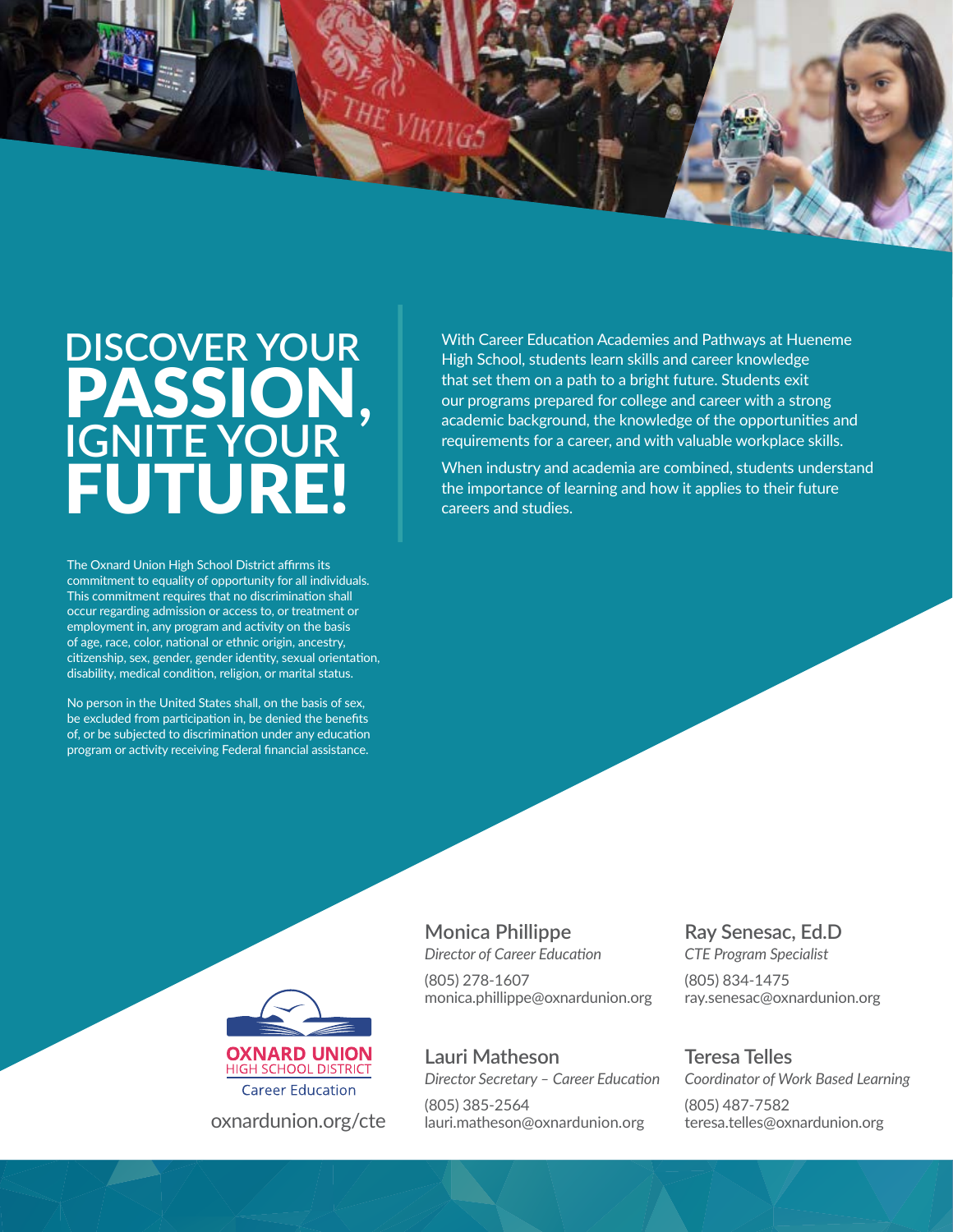# DISCOVER YOUR PASSION, IGNITE YOUR FUTURE!

The Oxnard Union High School District affirms its commitment to equality of opportunity for all individuals. This commitment requires that no discrimination shall occur regarding admission or access to, or treatment or employment in, any program and activity on the basis of age, race, color, national or ethnic origin, ancestry, citizenship, sex, gender, gender identity, sexual orientation, disability, medical condition, religion, or marital status.

No person in the United States shall, on the basis of sex, be excluded from participation in, be denied the benefits of, or be subjected to discrimination under any education program or activity receiving Federal financial assistance.

With Career Education Academies and Pathways at Hueneme High School, students learn skills and career knowledge that set them on a path to a bright future. Students exit our programs prepared for college and career with a strong academic background, the knowledge of the opportunities and requirements for a career, and with valuable workplace skills.

When industry and academia are combined, students understand the importance of learning and how it applies to their future careers and studies.

OXNARD UNION HIGH SCHOOL DISTRICT
Career Education

oxnardunion.org/cte

**Monica Phillippe**
*Director of Career Education*
(805) 278-1607
monica.phillippe@oxnardunion.org

**Ray Senesac, Ed.D**
*CTE Program Specialist*
(805) 834-1475
ray.senesac@oxnardunion.org

**Lauri Matheson**
*Director Secretary – Career Education*
(805) 385-2564
lauri.matheson@oxnardunion.org

**Teresa Telles**
*Coordinator of Work Based Learning*
(805) 487-7582
teresa.telles@oxnardunion.org